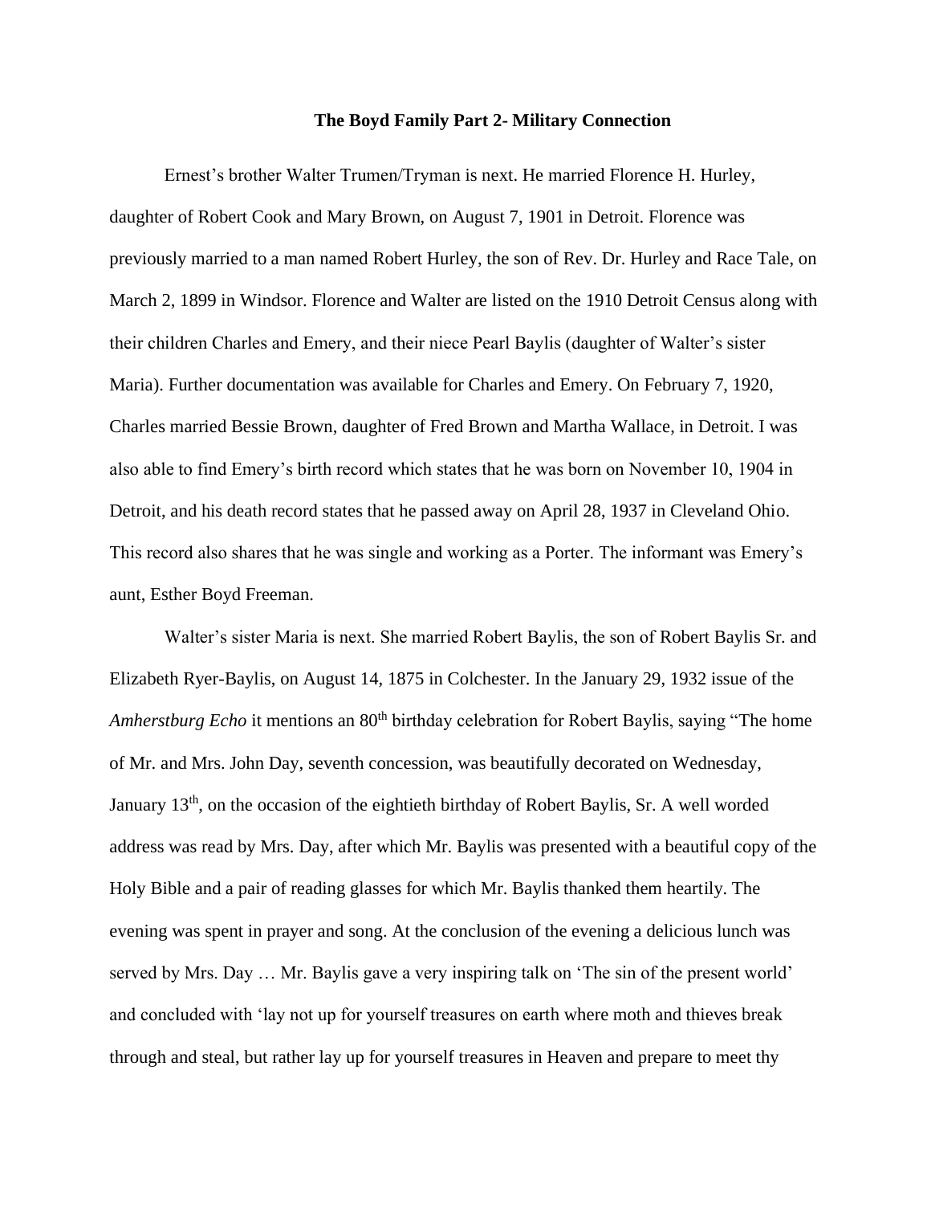# The Boyd Family Part 2- Military Connection

Ernest's brother Walter Trumen/Tryman is next. He married Florence H. Hurley, daughter of Robert Cook and Mary Brown, on August 7, 1901 in Detroit. Florence was previously married to a man named Robert Hurley, the son of Rev. Dr. Hurley and Race Tale, on March 2, 1899 in Windsor. Florence and Walter are listed on the 1910 Detroit Census along with their children Charles and Emery, and their niece Pearl Baylis (daughter of Walter's sister Maria). Further documentation was available for Charles and Emery. On February 7, 1920, Charles married Bessie Brown, daughter of Fred Brown and Martha Wallace, in Detroit. I was also able to find Emery's birth record which states that he was born on November 10, 1904 in Detroit, and his death record states that he passed away on April 28, 1937 in Cleveland Ohio. This record also shares that he was single and working as a Porter. The informant was Emery's aunt, Esther Boyd Freeman.

Walter's sister Maria is next. She married Robert Baylis, the son of Robert Baylis Sr. and Elizabeth Ryer-Baylis, on August 14, 1875 in Colchester. In the January 29, 1932 issue of the *Amherstburg Echo* it mentions an 80th birthday celebration for Robert Baylis, saying "The home of Mr. and Mrs. John Day, seventh concession, was beautifully decorated on Wednesday, January 13th, on the occasion of the eightieth birthday of Robert Baylis, Sr. A well worded address was read by Mrs. Day, after which Mr. Baylis was presented with a beautiful copy of the Holy Bible and a pair of reading glasses for which Mr. Baylis thanked them heartily. The evening was spent in prayer and song. At the conclusion of the evening a delicious lunch was served by Mrs. Day … Mr. Baylis gave a very inspiring talk on 'The sin of the present world' and concluded with 'lay not up for yourself treasures on earth where moth and thieves break through and steal, but rather lay up for yourself treasures in Heaven and prepare to meet thy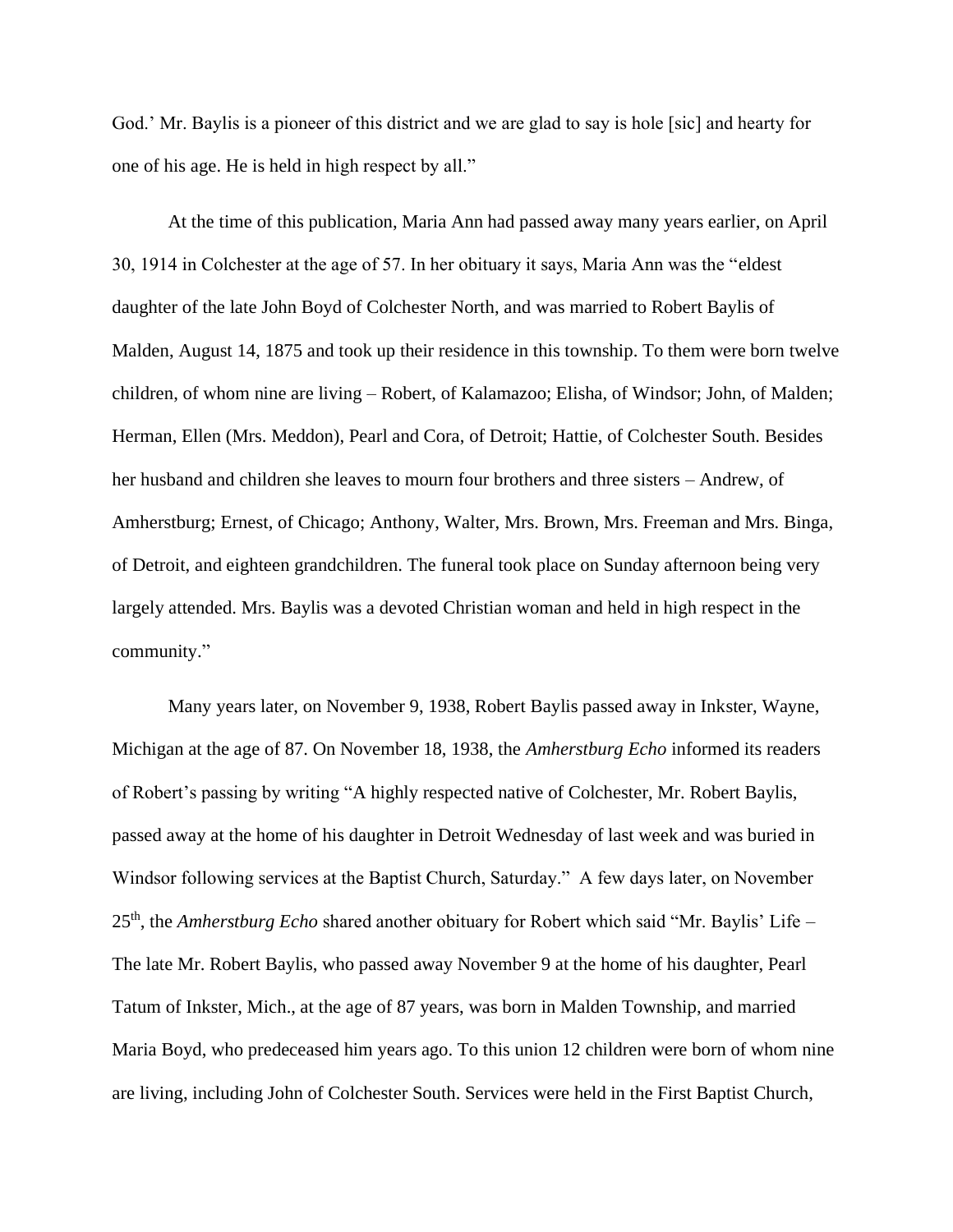God.' Mr. Baylis is a pioneer of this district and we are glad to say is hole [sic] and hearty for one of his age. He is held in high respect by all."

At the time of this publication, Maria Ann had passed away many years earlier, on April 30, 1914 in Colchester at the age of 57. In her obituary it says, Maria Ann was the "eldest daughter of the late John Boyd of Colchester North, and was married to Robert Baylis of Malden, August 14, 1875 and took up their residence in this township. To them were born twelve children, of whom nine are living – Robert, of Kalamazoo; Elisha, of Windsor; John, of Malden; Herman, Ellen (Mrs. Meddon), Pearl and Cora, of Detroit; Hattie, of Colchester South. Besides her husband and children she leaves to mourn four brothers and three sisters – Andrew, of Amherstburg; Ernest, of Chicago; Anthony, Walter, Mrs. Brown, Mrs. Freeman and Mrs. Binga, of Detroit, and eighteen grandchildren. The funeral took place on Sunday afternoon being very largely attended. Mrs. Baylis was a devoted Christian woman and held in high respect in the community."

Many years later, on November 9, 1938, Robert Baylis passed away in Inkster, Wayne, Michigan at the age of 87. On November 18, 1938, the *Amherstburg Echo* informed its readers of Robert's passing by writing "A highly respected native of Colchester, Mr. Robert Baylis, passed away at the home of his daughter in Detroit Wednesday of last week and was buried in Windsor following services at the Baptist Church, Saturday." A few days later, on November 25th, the *Amherstburg Echo* shared another obituary for Robert which said "Mr. Baylis' Life – The late Mr. Robert Baylis, who passed away November 9 at the home of his daughter, Pearl Tatum of Inkster, Mich., at the age of 87 years, was born in Malden Township, and married Maria Boyd, who predeceased him years ago. To this union 12 children were born of whom nine are living, including John of Colchester South. Services were held in the First Baptist Church,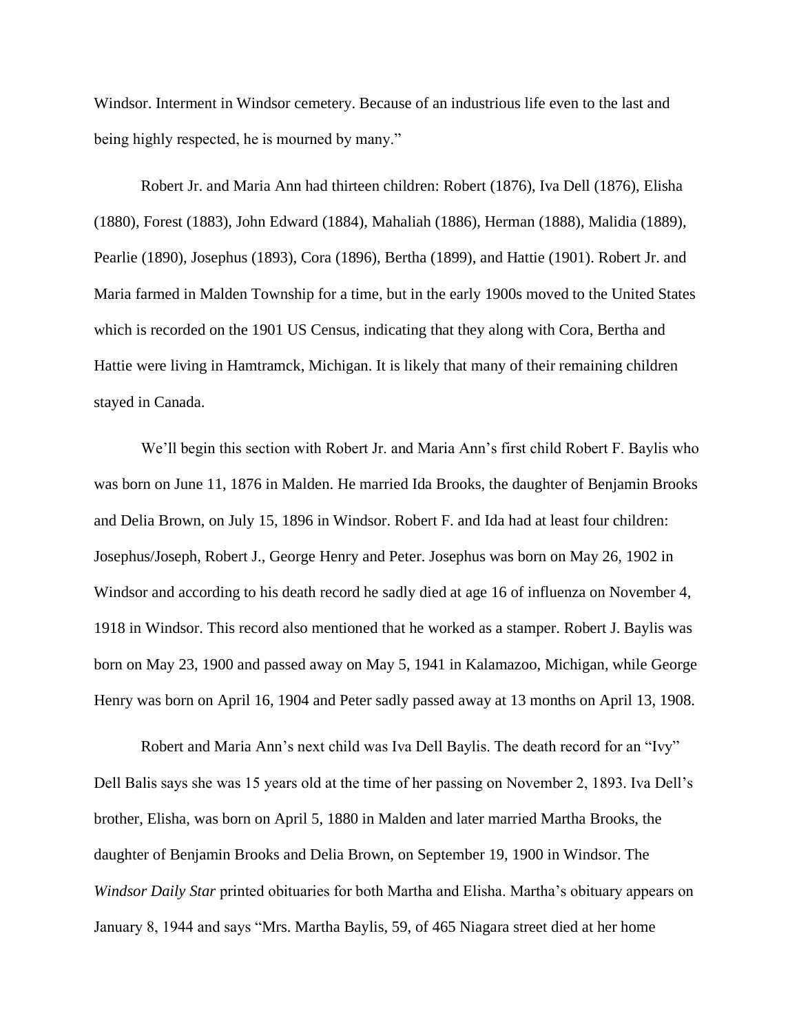Windsor. Interment in Windsor cemetery. Because of an industrious life even to the last and being highly respected, he is mourned by many."

Robert Jr. and Maria Ann had thirteen children: Robert (1876), Iva Dell (1876), Elisha (1880), Forest (1883), John Edward (1884), Mahaliah (1886), Herman (1888), Malidia (1889), Pearlie (1890), Josephus (1893), Cora (1896), Bertha (1899), and Hattie (1901). Robert Jr. and Maria farmed in Malden Township for a time, but in the early 1900s moved to the United States which is recorded on the 1901 US Census, indicating that they along with Cora, Bertha and Hattie were living in Hamtramck, Michigan. It is likely that many of their remaining children stayed in Canada.

We'll begin this section with Robert Jr. and Maria Ann's first child Robert F. Baylis who was born on June 11, 1876 in Malden. He married Ida Brooks, the daughter of Benjamin Brooks and Delia Brown, on July 15, 1896 in Windsor. Robert F. and Ida had at least four children: Josephus/Joseph, Robert J., George Henry and Peter. Josephus was born on May 26, 1902 in Windsor and according to his death record he sadly died at age 16 of influenza on November 4, 1918 in Windsor. This record also mentioned that he worked as a stamper. Robert J. Baylis was born on May 23, 1900 and passed away on May 5, 1941 in Kalamazoo, Michigan, while George Henry was born on April 16, 1904 and Peter sadly passed away at 13 months on April 13, 1908.

Robert and Maria Ann's next child was Iva Dell Baylis. The death record for an "Ivy" Dell Balis says she was 15 years old at the time of her passing on November 2, 1893. Iva Dell's brother, Elisha, was born on April 5, 1880 in Malden and later married Martha Brooks, the daughter of Benjamin Brooks and Delia Brown, on September 19, 1900 in Windsor. The *Windsor Daily Star* printed obituaries for both Martha and Elisha. Martha's obituary appears on January 8, 1944 and says "Mrs. Martha Baylis, 59, of 465 Niagara street died at her home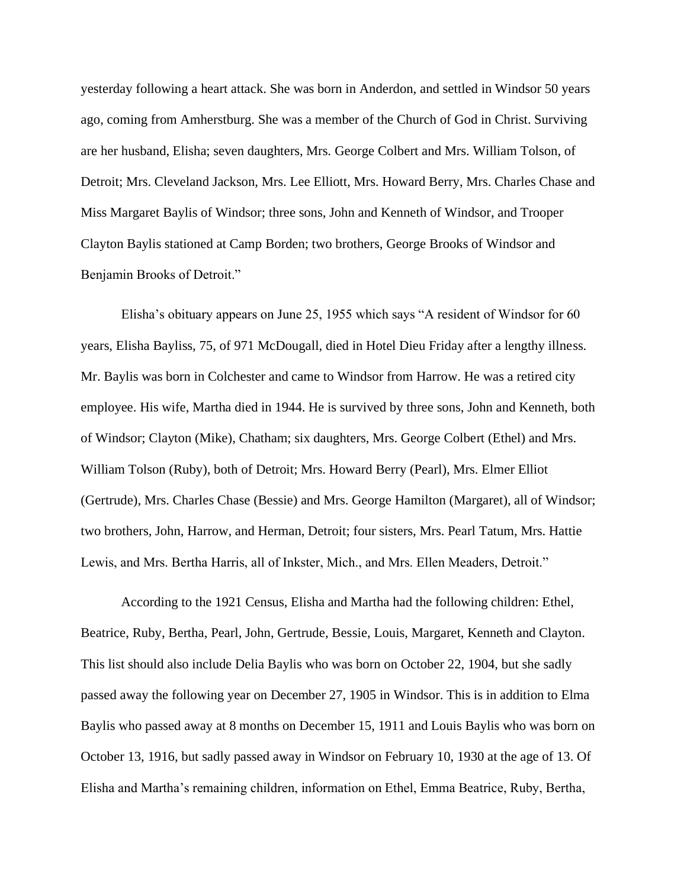yesterday following a heart attack. She was born in Anderdon, and settled in Windsor 50 years ago, coming from Amherstburg. She was a member of the Church of God in Christ. Surviving are her husband, Elisha; seven daughters, Mrs. George Colbert and Mrs. William Tolson, of Detroit; Mrs. Cleveland Jackson, Mrs. Lee Elliott, Mrs. Howard Berry, Mrs. Charles Chase and Miss Margaret Baylis of Windsor; three sons, John and Kenneth of Windsor, and Trooper Clayton Baylis stationed at Camp Borden; two brothers, George Brooks of Windsor and Benjamin Brooks of Detroit."

Elisha's obituary appears on June 25, 1955 which says "A resident of Windsor for 60 years, Elisha Bayliss, 75, of 971 McDougall, died in Hotel Dieu Friday after a lengthy illness. Mr. Baylis was born in Colchester and came to Windsor from Harrow. He was a retired city employee. His wife, Martha died in 1944. He is survived by three sons, John and Kenneth, both of Windsor; Clayton (Mike), Chatham; six daughters, Mrs. George Colbert (Ethel) and Mrs. William Tolson (Ruby), both of Detroit; Mrs. Howard Berry (Pearl), Mrs. Elmer Elliot (Gertrude), Mrs. Charles Chase (Bessie) and Mrs. George Hamilton (Margaret), all of Windsor; two brothers, John, Harrow, and Herman, Detroit; four sisters, Mrs. Pearl Tatum, Mrs. Hattie Lewis, and Mrs. Bertha Harris, all of Inkster, Mich., and Mrs. Ellen Meaders, Detroit."

According to the 1921 Census, Elisha and Martha had the following children: Ethel, Beatrice, Ruby, Bertha, Pearl, John, Gertrude, Bessie, Louis, Margaret, Kenneth and Clayton. This list should also include Delia Baylis who was born on October 22, 1904, but she sadly passed away the following year on December 27, 1905 in Windsor. This is in addition to Elma Baylis who passed away at 8 months on December 15, 1911 and Louis Baylis who was born on October 13, 1916, but sadly passed away in Windsor on February 10, 1930 at the age of 13. Of Elisha and Martha's remaining children, information on Ethel, Emma Beatrice, Ruby, Bertha,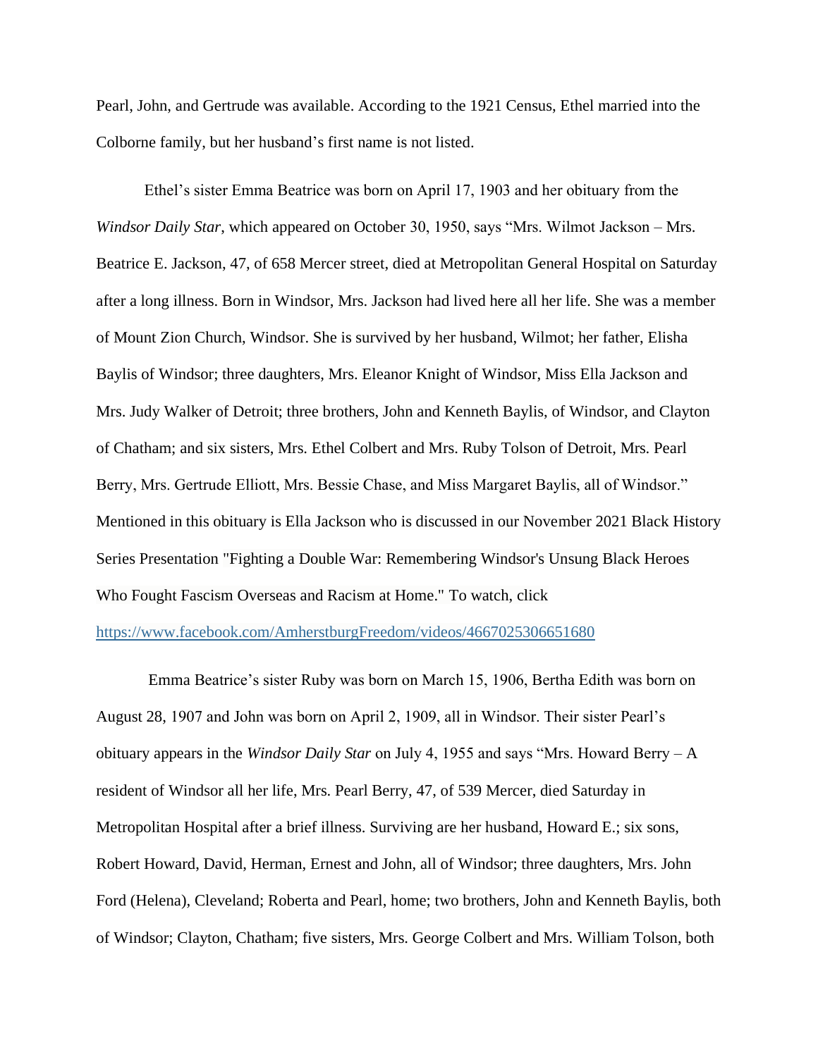Pearl, John, and Gertrude was available. According to the 1921 Census, Ethel married into the Colborne family, but her husband's first name is not listed.

Ethel's sister Emma Beatrice was born on April 17, 1903 and her obituary from the *Windsor Daily Star*, which appeared on October 30, 1950, says "Mrs. Wilmot Jackson – Mrs. Beatrice E. Jackson, 47, of 658 Mercer street, died at Metropolitan General Hospital on Saturday after a long illness. Born in Windsor, Mrs. Jackson had lived here all her life. She was a member of Mount Zion Church, Windsor. She is survived by her husband, Wilmot; her father, Elisha Baylis of Windsor; three daughters, Mrs. Eleanor Knight of Windsor, Miss Ella Jackson and Mrs. Judy Walker of Detroit; three brothers, John and Kenneth Baylis, of Windsor, and Clayton of Chatham; and six sisters, Mrs. Ethel Colbert and Mrs. Ruby Tolson of Detroit, Mrs. Pearl Berry, Mrs. Gertrude Elliott, Mrs. Bessie Chase, and Miss Margaret Baylis, all of Windsor." Mentioned in this obituary is Ella Jackson who is discussed in our November 2021 Black History Series Presentation "Fighting a Double War: Remembering Windsor's Unsung Black Heroes Who Fought Fascism Overseas and Racism at Home." To watch, click https://www.facebook.com/AmherstburgFreedom/videos/4667025306651680

Emma Beatrice's sister Ruby was born on March 15, 1906, Bertha Edith was born on August 28, 1907 and John was born on April 2, 1909, all in Windsor. Their sister Pearl's obituary appears in the *Windsor Daily Star* on July 4, 1955 and says "Mrs. Howard Berry – A resident of Windsor all her life, Mrs. Pearl Berry, 47, of 539 Mercer, died Saturday in Metropolitan Hospital after a brief illness. Surviving are her husband, Howard E.; six sons, Robert Howard, David, Herman, Ernest and John, all of Windsor; three daughters, Mrs. John Ford (Helena), Cleveland; Roberta and Pearl, home; two brothers, John and Kenneth Baylis, both of Windsor; Clayton, Chatham; five sisters, Mrs. George Colbert and Mrs. William Tolson, both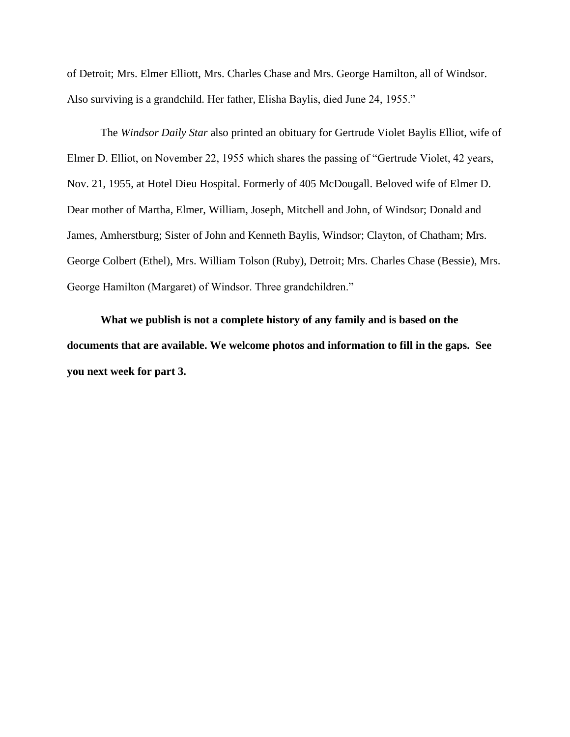of Detroit; Mrs. Elmer Elliott, Mrs. Charles Chase and Mrs. George Hamilton, all of Windsor. Also surviving is a grandchild. Her father, Elisha Baylis, died June 24, 1955."

The *Windsor Daily Star* also printed an obituary for Gertrude Violet Baylis Elliot, wife of Elmer D. Elliot, on November 22, 1955 which shares the passing of "Gertrude Violet, 42 years, Nov. 21, 1955, at Hotel Dieu Hospital. Formerly of 405 McDougall. Beloved wife of Elmer D. Dear mother of Martha, Elmer, William, Joseph, Mitchell and John, of Windsor; Donald and James, Amherstburg; Sister of John and Kenneth Baylis, Windsor; Clayton, of Chatham; Mrs. George Colbert (Ethel), Mrs. William Tolson (Ruby), Detroit; Mrs. Charles Chase (Bessie), Mrs. George Hamilton (Margaret) of Windsor. Three grandchildren."

**What we publish is not a complete history of any family and is based on the documents that are available. We welcome photos and information to fill in the gaps. See you next week for part 3.**